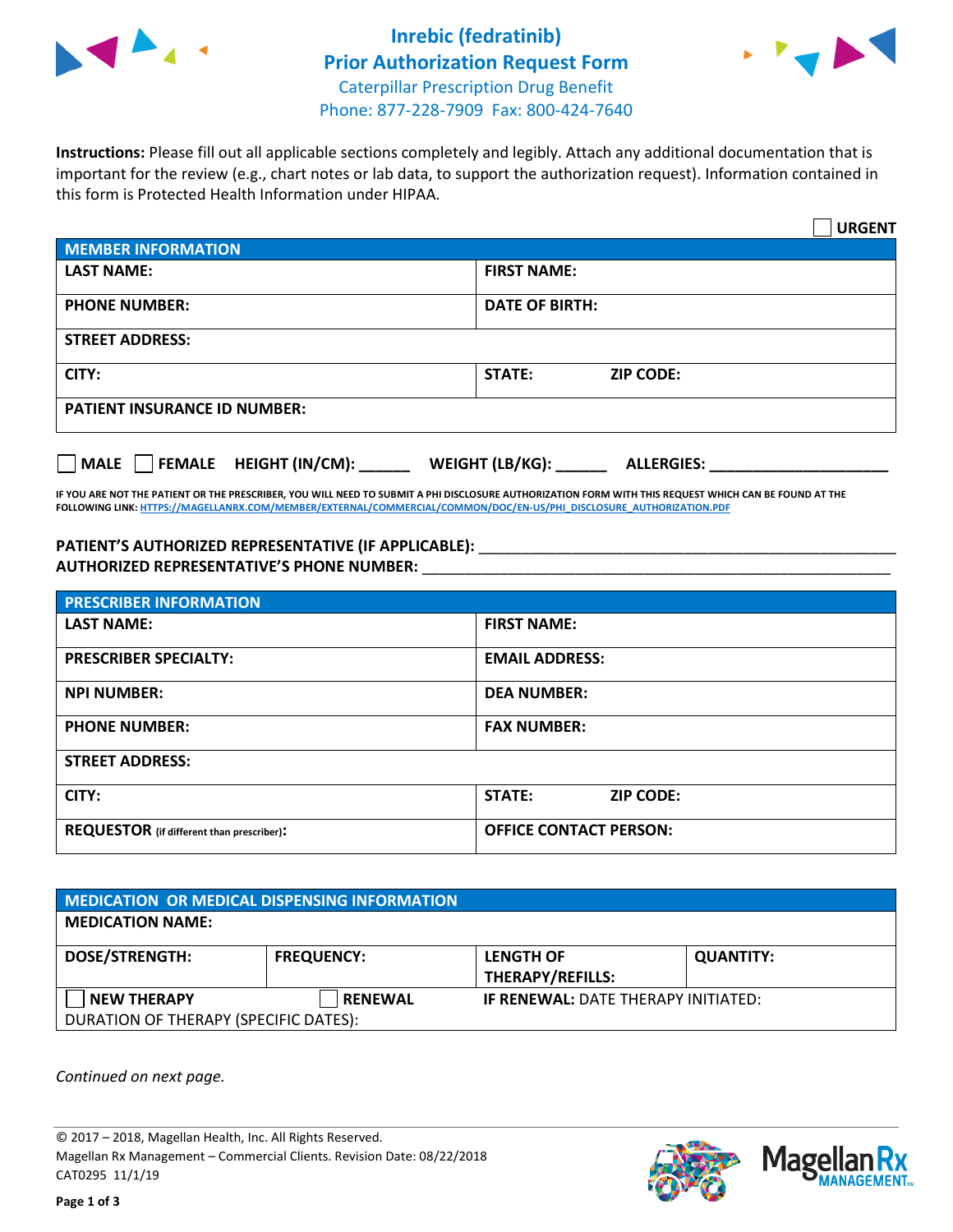# Inrebic (fedratinib)
## Prior Authorization Request Form
Caterpillar Prescription Drug Benefit
Phone: 877-228-7909 Fax: 800-424-7640

**Instructions:** Please fill out all applicable sections completely and legibly. Attach any additional documentation that is important for the review (e.g., chart notes or lab data, to support the authorization request). Information contained in this form is Protected Health Information under HIPAA.

☐ **URGENT**

| **MEMBER INFORMATION** | | |
|---|---|---|
| **LAST NAME:** | **FIRST NAME:** | |
| **PHONE NUMBER:** | **DATE OF BIRTH:** | |
| **STREET ADDRESS:** | | |
| **CITY:** | **STATE:** | **ZIP CODE:** |
| **PATIENT INSURANCE ID NUMBER:** | | |

☐ **MALE** ☐ **FEMALE** **HEIGHT (IN/CM):** ______ **WEIGHT (LB/KG):** ______ **ALLERGIES:** ____________________

**IF YOU ARE NOT THE PATIENT OR THE PRESCRIBER, YOU WILL NEED TO SUBMIT A PHI DISCLOSURE AUTHORIZATION FORM WITH THIS REQUEST WHICH CAN BE FOUND AT THE FOLLOWING LINK: HTTPS://MAGELLANRX.COM/MEMBER/EXTERNAL/COMMERCIAL/COMMON/DOC/EN-US/PHI_DISCLOSURE_AUTHORIZATION.PDF**

**PATIENT'S AUTHORIZED REPRESENTATIVE (IF APPLICABLE):** ____________________________________________

**AUTHORIZED REPRESENTATIVE'S PHONE NUMBER:** ____________________________________________

| **PRESCRIBER INFORMATION** | | |
|---|---|---|
| **LAST NAME:** | **FIRST NAME:** | |
| **PRESCRIBER SPECIALTY:** | **EMAIL ADDRESS:** | |
| **NPI NUMBER:** | **DEA NUMBER:** | |
| **PHONE NUMBER:** | **FAX NUMBER:** | |
| **STREET ADDRESS:** | | |
| **CITY:** | **STATE:** | **ZIP CODE:** |
| **REQUESTOR** (if different than prescriber)**:** | **OFFICE CONTACT PERSON:** | |

| **MEDICATION OR MEDICAL DISPENSING INFORMATION** | | | |
|---|---|---|---|
| **MEDICATION NAME:** | | | |
| **DOSE/STRENGTH:** | **FREQUENCY:** | **LENGTH OF THERAPY/REFILLS:** | **QUANTITY:** |
| ☐ **NEW THERAPY** | ☐ **RENEWAL** | **IF RENEWAL:** DATE THERAPY INITIATED: | |
| DURATION OF THERAPY (SPECIFIC DATES): | | | |

*Continued on next page.*

© 2017 – 2018, Magellan Health, Inc. All Rights Reserved.
Magellan Rx Management – Commercial Clients. Revision Date: 08/22/2018
CAT0295 11/1/19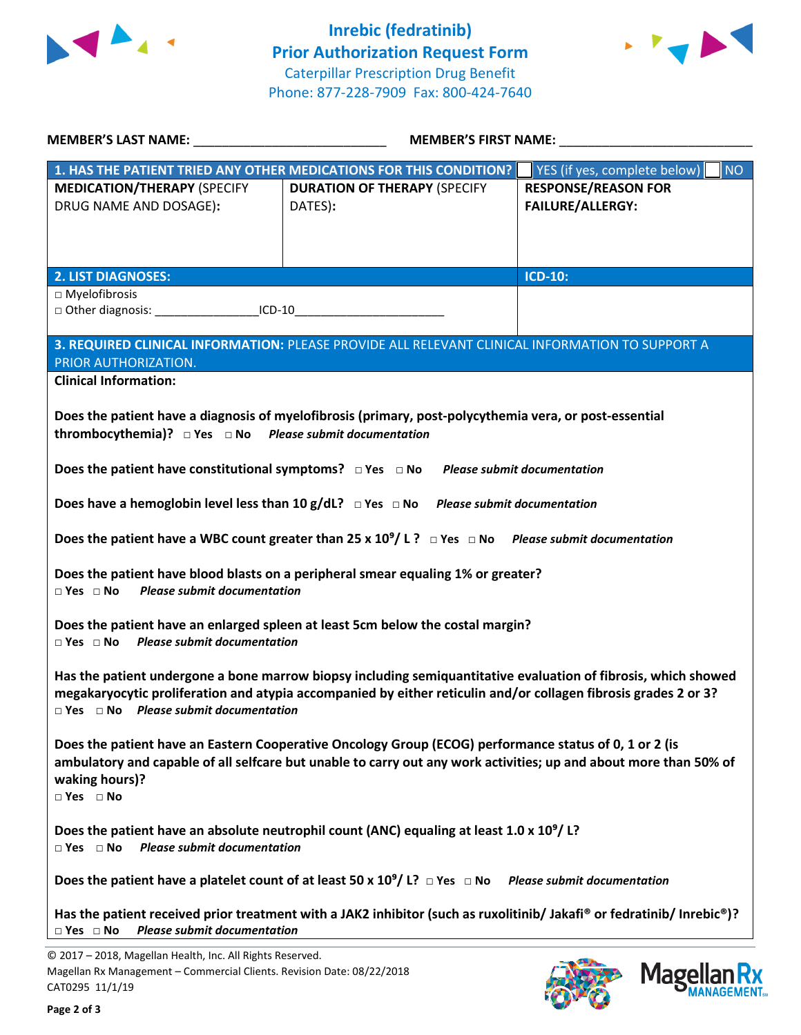# Inrebic (fedratinib) Prior Authorization Request Form

Caterpillar Prescription Drug Benefit
Phone: 877-228-7909 Fax: 800-424-7640

**MEMBER'S LAST NAME:** ___________________________ **MEMBER'S FIRST NAME:** ___________________________

| **1. HAS THE PATIENT TRIED ANY OTHER MEDICATIONS FOR THIS CONDITION?** | | ☐ YES (if yes, complete below) ☐ NO |
|---|---|---|
| **MEDICATION/THERAPY** (SPECIFY DRUG NAME AND DOSAGE): | **DURATION OF THERAPY** (SPECIFY DATES): | **RESPONSE/REASON FOR FAILURE/ALLERGY:** |
| | | |

| **2. LIST DIAGNOSES:** | **ICD-10:** |
|---|---|
| □ Myelofibrosis<br>□ Other diagnosis: _______________ICD-10_____________________ | |

**3. REQUIRED CLINICAL INFORMATION:** PLEASE PROVIDE ALL RELEVANT CLINICAL INFORMATION TO SUPPORT A PRIOR AUTHORIZATION.

**Clinical Information:**

**Does the patient have a diagnosis of myelofibrosis (primary, post-polycythemia vera, or post-essential thrombocythemia)?** □ Yes □ No *Please submit documentation*

**Does the patient have constitutional symptoms?** □ Yes □ No *Please submit documentation*

**Does have a hemoglobin level less than 10 g/dL?** □ Yes □ No *Please submit documentation*

**Does the patient have a WBC count greater than 25 x $10^9$/ L ?** □ Yes □ No *Please submit documentation*

**Does the patient have blood blasts on a peripheral smear equaling 1% or greater?**
□ Yes □ No *Please submit documentation*

**Does the patient have an enlarged spleen at least 5cm below the costal margin?**
□ Yes □ No *Please submit documentation*

**Has the patient undergone a bone marrow biopsy including semiquantitative evaluation of fibrosis, which showed megakaryocytic proliferation and atypia accompanied by either reticulin and/or collagen fibrosis grades 2 or 3?**
□ Yes □ No *Please submit documentation*

**Does the patient have an Eastern Cooperative Oncology Group (ECOG) performance status of 0, 1 or 2 (is ambulatory and capable of all selfcare but unable to carry out any work activities; up and about more than 50% of waking hours)?**
□ Yes □ No

**Does the patient have an absolute neutrophil count (ANC) equaling at least 1.0 x $10^9$/ L?**
□ Yes □ No *Please submit documentation*

**Does the patient have a platelet count of at least 50 x $10^9$/ L?** □ Yes □ No *Please submit documentation*

**Has the patient received prior treatment with a JAK2 inhibitor (such as ruxolitinib/ Jakafi® or fedratinib/ Inrebic®)?**
□ Yes □ No *Please submit documentation*

© 2017 – 2018, Magellan Health, Inc. All Rights Reserved.
Magellan Rx Management – Commercial Clients. Revision Date: 08/22/2018
CAT0295 11/1/19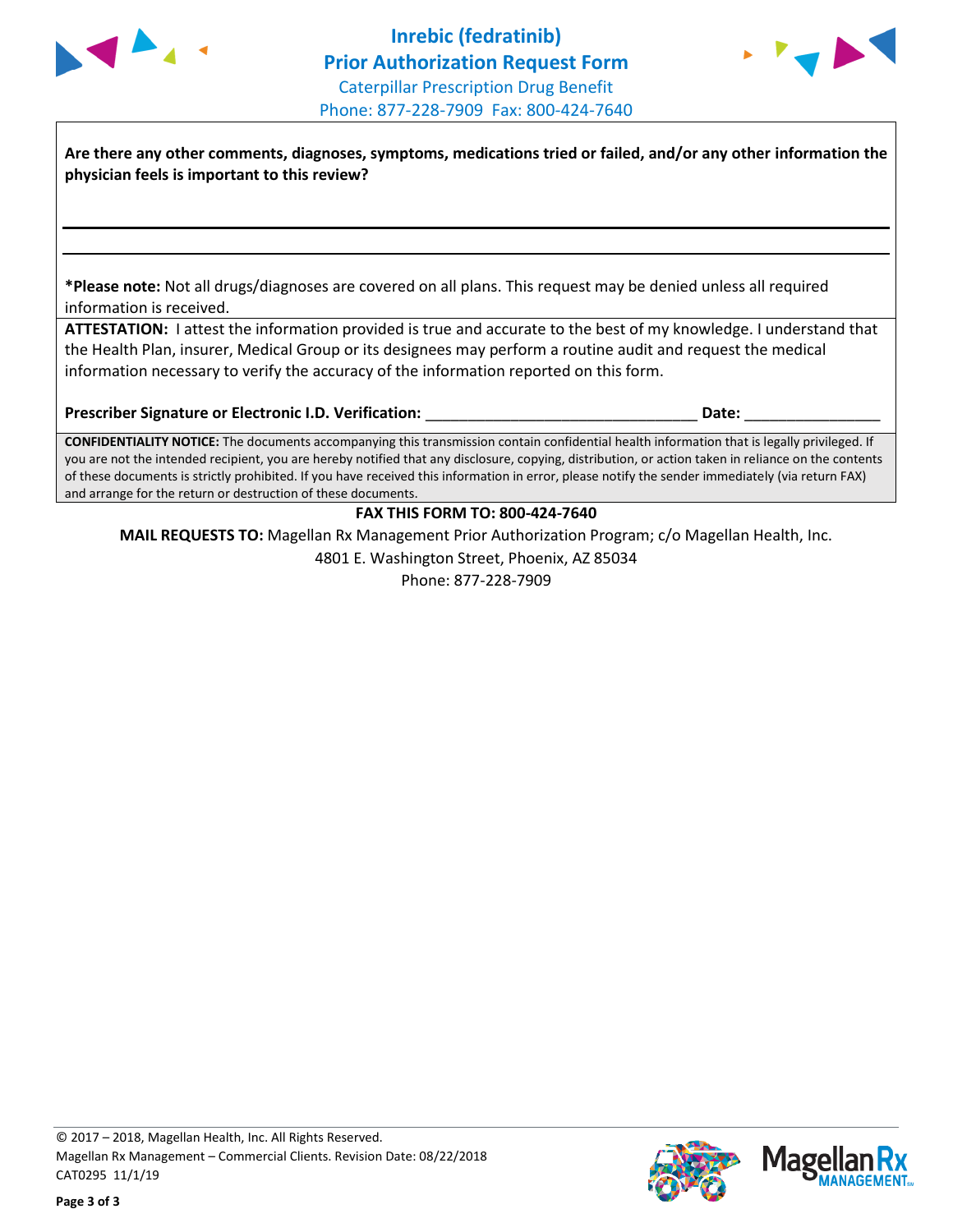# Inrebic (fedratinib)
## Prior Authorization Request Form

Caterpillar Prescription Drug Benefit
Phone: 877-228-7909  Fax: 800-424-7640

**Are there any other comments, diagnoses, symptoms, medications tried or failed, and/or any other information the physician feels is important to this review?**

_______________________________________________________________________________

_______________________________________________________________________________

***Please note:** Not all drugs/diagnoses are covered on all plans. This request may be denied unless all required information is received.

**ATTESTATION:** I attest the information provided is true and accurate to the best of my knowledge. I understand that the Health Plan, insurer, Medical Group or its designees may perform a routine audit and request the medical information necessary to verify the accuracy of the information reported on this form.

**Prescriber Signature or Electronic I.D. Verification:** ________________________________ **Date:** ________________

**CONFIDENTIALITY NOTICE:** The documents accompanying this transmission contain confidential health information that is legally privileged. If you are not the intended recipient, you are hereby notified that any disclosure, copying, distribution, or action taken in reliance on the contents of these documents is strictly prohibited. If you have received this information in error, please notify the sender immediately (via return FAX) and arrange for the return or destruction of these documents.

**FAX THIS FORM TO: 800-424-7640**

**MAIL REQUESTS TO:** Magellan Rx Management Prior Authorization Program; c/o Magellan Health, Inc.
4801 E. Washington Street, Phoenix, AZ 85034
Phone: 877-228-7909

© 2017 – 2018, Magellan Health, Inc. All Rights Reserved.
Magellan Rx Management – Commercial Clients. Revision Date: 08/22/2018
CAT0295 11/1/19